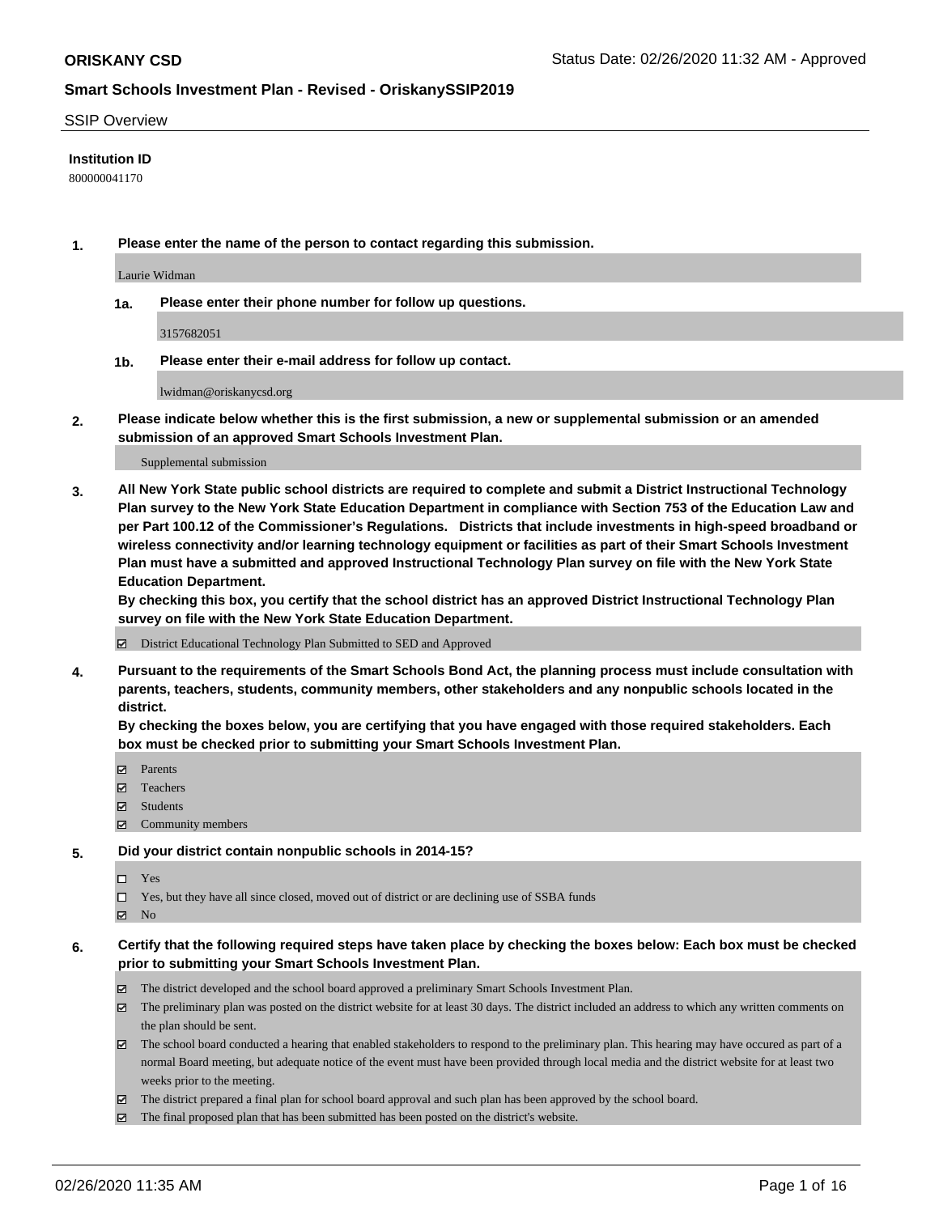**ORISKANY CSD**

Status Date: 02/26/2020 11:32 AM - Approved

**Smart Schools Investment Plan - Revised - OriskanySSIP2019**

SSIP Overview

**Institution ID**

800000041170

**1. Please enter the name of the person to contact regarding this submission.**

Laurie Widman

**1a. Please enter their phone number for follow up questions.**

3157682051

**1b. Please enter their e-mail address for follow up contact.**

lwidman@oriskanycsd.org

**2. Please indicate below whether this is the first submission, a new or supplemental submission or an amended submission of an approved Smart Schools Investment Plan.**

Supplemental submission

**3. All New York State public school districts are required to complete and submit a District Instructional Technology Plan survey to the New York State Education Department in compliance with Section 753 of the Education Law and per Part 100.12 of the Commissioner's Regulations. Districts that include investments in high-speed broadband or wireless connectivity and/or learning technology equipment or facilities as part of their Smart Schools Investment Plan must have a submitted and approved Instructional Technology Plan survey on file with the New York State Education Department.**
**By checking this box, you certify that the school district has an approved District Instructional Technology Plan survey on file with the New York State Education Department.**

☑ District Educational Technology Plan Submitted to SED and Approved

**4. Pursuant to the requirements of the Smart Schools Bond Act, the planning process must include consultation with parents, teachers, students, community members, other stakeholders and any nonpublic schools located in the district.**
**By checking the boxes below, you are certifying that you have engaged with those required stakeholders. Each box must be checked prior to submitting your Smart Schools Investment Plan.**

☑ Parents
☑ Teachers
☑ Students
☑ Community members

**5. Did your district contain nonpublic schools in 2014-15?**

☐ Yes
☐ Yes, but they have all since closed, moved out of district or are declining use of SSBA funds
☑ No

**6. Certify that the following required steps have taken place by checking the boxes below: Each box must be checked prior to submitting your Smart Schools Investment Plan.**

☑ The district developed and the school board approved a preliminary Smart Schools Investment Plan.
☑ The preliminary plan was posted on the district website for at least 30 days. The district included an address to which any written comments on the plan should be sent.
☑ The school board conducted a hearing that enabled stakeholders to respond to the preliminary plan. This hearing may have occured as part of a normal Board meeting, but adequate notice of the event must have been provided through local media and the district website for at least two weeks prior to the meeting.
☑ The district prepared a final plan for school board approval and such plan has been approved by the school board.
☑ The final proposed plan that has been submitted has been posted on the district's website.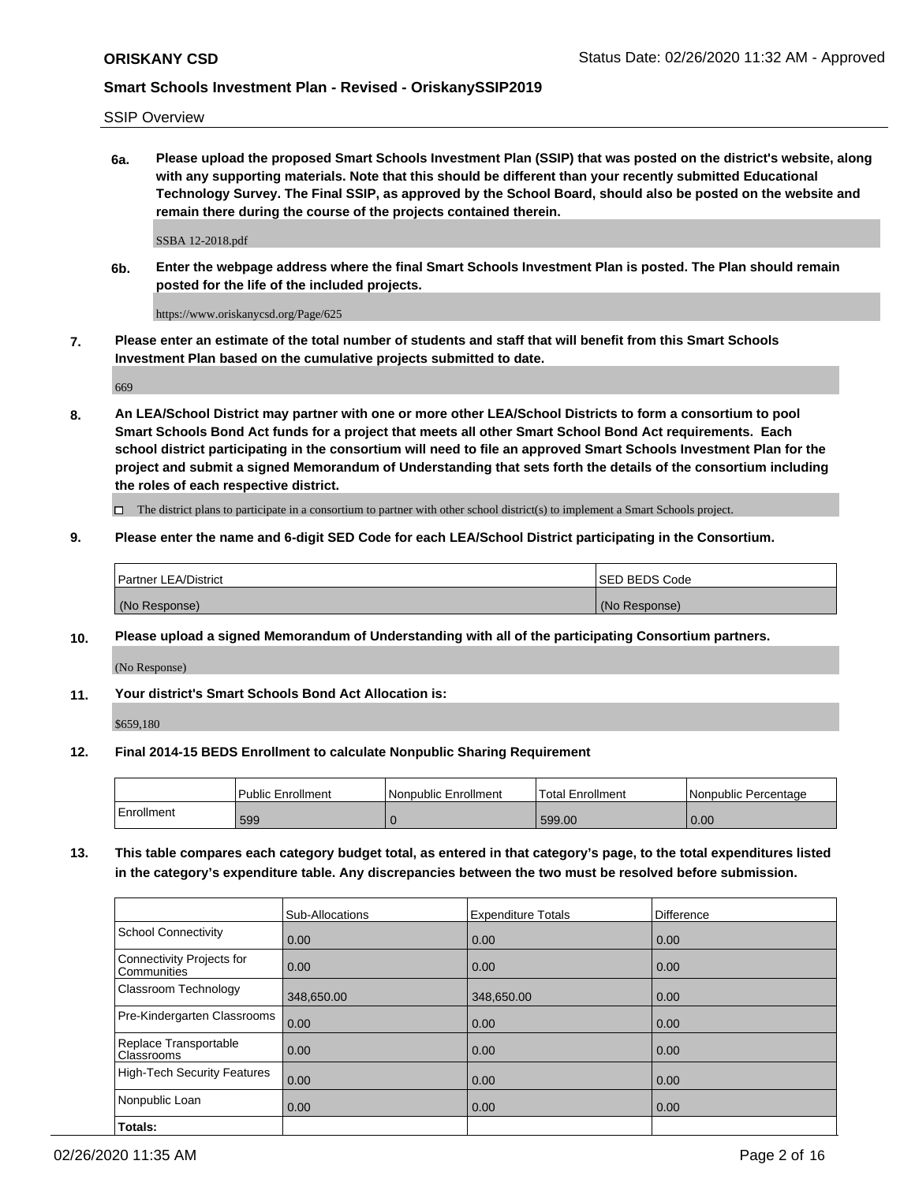SSIP Overview

**6a. Please upload the proposed Smart Schools Investment Plan (SSIP) that was posted on the district's website, along with any supporting materials. Note that this should be different than your recently submitted Educational Technology Survey. The Final SSIP, as approved by the School Board, should also be posted on the website and remain there during the course of the projects contained therein.**

SSBA 12-2018.pdf

**6b. Enter the webpage address where the final Smart Schools Investment Plan is posted. The Plan should remain posted for the life of the included projects.**

https://www.oriskanycsd.org/Page/625

**7. Please enter an estimate of the total number of students and staff that will benefit from this Smart Schools Investment Plan based on the cumulative projects submitted to date.**

669

**8. An LEA/School District may partner with one or more other LEA/School Districts to form a consortium to pool Smart Schools Bond Act funds for a project that meets all other Smart School Bond Act requirements. Each school district participating in the consortium will need to file an approved Smart Schools Investment Plan for the project and submit a signed Memorandum of Understanding that sets forth the details of the consortium including the roles of each respective district.**

☐ The district plans to participate in a consortium to partner with other school district(s) to implement a Smart Schools project.

**9. Please enter the name and 6-digit SED Code for each LEA/School District participating in the Consortium.**

| Partner LEA/District | SED BEDS Code |
|---|---|
| (No Response) | (No Response) |

**10. Please upload a signed Memorandum of Understanding with all of the participating Consortium partners.**

(No Response)

**11. Your district's Smart Schools Bond Act Allocation is:**

$659,180

**12. Final 2014-15 BEDS Enrollment to calculate Nonpublic Sharing Requirement**

| | Public Enrollment | Nonpublic Enrollment | Total Enrollment | Nonpublic Percentage |
|---|---|---|---|---|
| Enrollment | 599 | 0 | 599.00 | 0.00 |

**13. This table compares each category budget total, as entered in that category's page, to the total expenditures listed in the category's expenditure table. Any discrepancies between the two must be resolved before submission.**

| | Sub-Allocations | Expenditure Totals | Difference |
|---|---|---|---|
| School Connectivity | 0.00 | 0.00 | 0.00 |
| Connectivity Projects for Communities | 0.00 | 0.00 | 0.00 |
| Classroom Technology | 348,650.00 | 348,650.00 | 0.00 |
| Pre-Kindergarten Classrooms | 0.00 | 0.00 | 0.00 |
| Replace Transportable Classrooms | 0.00 | 0.00 | 0.00 |
| High-Tech Security Features | 0.00 | 0.00 | 0.00 |
| Nonpublic Loan | 0.00 | 0.00 | 0.00 |
| **Totals:** | | | |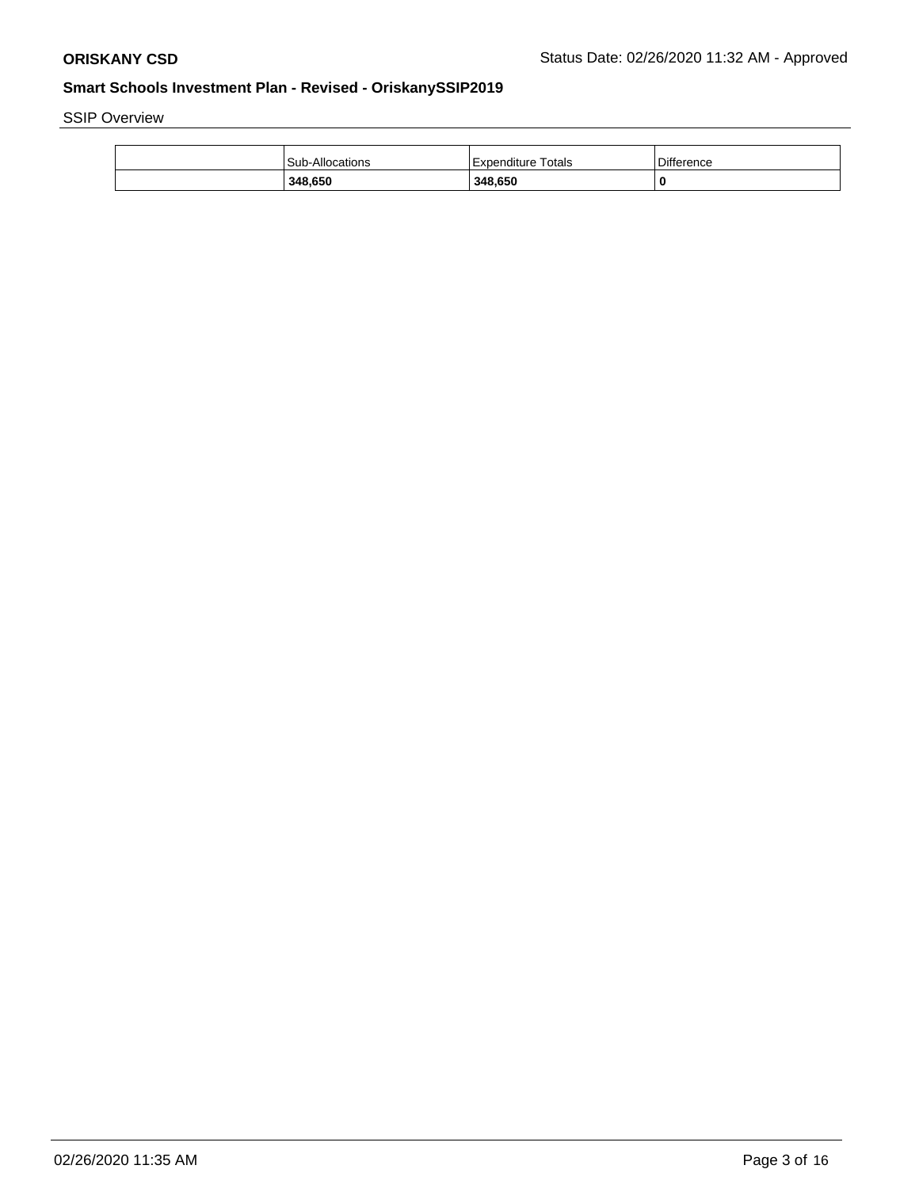SSIP Overview

| | Sub-Allocations | Expenditure Totals | Difference |
|---|---|---|---|
| | **348,650** | **348,650** | **0** |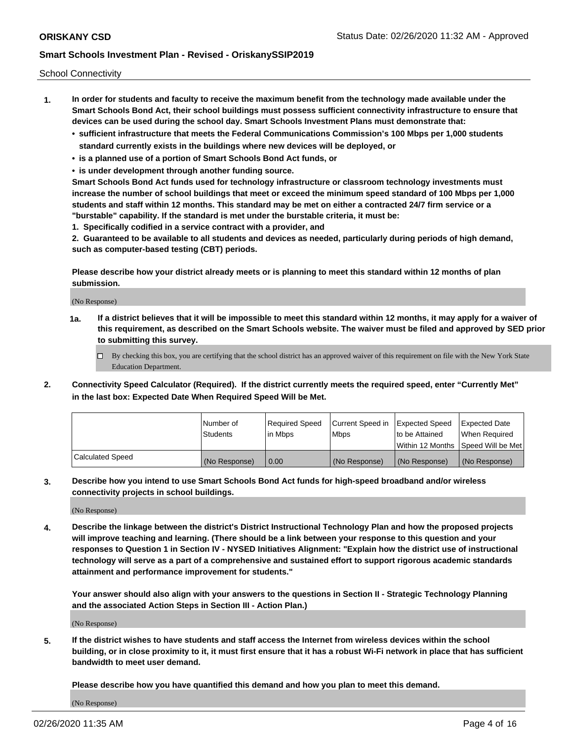School Connectivity

1. **In order for students and faculty to receive the maximum benefit from the technology made available under the Smart Schools Bond Act, their school buildings must possess sufficient connectivity infrastructure to ensure that devices can be used during the school day. Smart Schools Investment Plans must demonstrate that:**
   - **sufficient infrastructure that meets the Federal Communications Commission's 100 Mbps per 1,000 students standard currently exists in the buildings where new devices will be deployed, or**
   - **is a planned use of a portion of Smart Schools Bond Act funds, or**
   - **is under development through another funding source.**

   **Smart Schools Bond Act funds used for technology infrastructure or classroom technology investments must increase the number of school buildings that meet or exceed the minimum speed standard of 100 Mbps per 1,000 students and staff within 12 months. This standard may be met on either a contracted 24/7 firm service or a "burstable" capability. If the standard is met under the burstable criteria, it must be:**

   **1. Specifically codified in a service contract with a provider, and**

   **2. Guaranteed to be available to all students and devices as needed, particularly during periods of high demand, such as computer-based testing (CBT) periods.**

   **Please describe how your district already meets or is planning to meet this standard within 12 months of plan submission.**

   (No Response)

   **1a. If a district believes that it will be impossible to meet this standard within 12 months, it may apply for a waiver of this requirement, as described on the Smart Schools website. The waiver must be filed and approved by SED prior to submitting this survey.**

   ☐ By checking this box, you are certifying that the school district has an approved waiver of this requirement on file with the New York State Education Department.

2. **Connectivity Speed Calculator (Required). If the district currently meets the required speed, enter "Currently Met" in the last box: Expected Date When Required Speed Will be Met.**

| | Number of Students | Required Speed in Mbps | Current Speed in Mbps | Expected Speed to be Attained Within 12 Months | Expected Date When Required Speed Will be Met |
|---|---|---|---|---|---|
| Calculated Speed | (No Response) | 0.00 | (No Response) | (No Response) | (No Response) |

3. **Describe how you intend to use Smart Schools Bond Act funds for high-speed broadband and/or wireless connectivity projects in school buildings.**

   (No Response)

4. **Describe the linkage between the district's District Instructional Technology Plan and how the proposed projects will improve teaching and learning. (There should be a link between your response to this question and your responses to Question 1 in Section IV - NYSED Initiatives Alignment: "Explain how the district use of instructional technology will serve as a part of a comprehensive and sustained effort to support rigorous academic standards attainment and performance improvement for students."**

   **Your answer should also align with your answers to the questions in Section II - Strategic Technology Planning and the associated Action Steps in Section III - Action Plan.)**

   (No Response)

5. **If the district wishes to have students and staff access the Internet from wireless devices within the school building, or in close proximity to it, it must first ensure that it has a robust Wi-Fi network in place that has sufficient bandwidth to meet user demand.**

   **Please describe how you have quantified this demand and how you plan to meet this demand.**

   (No Response)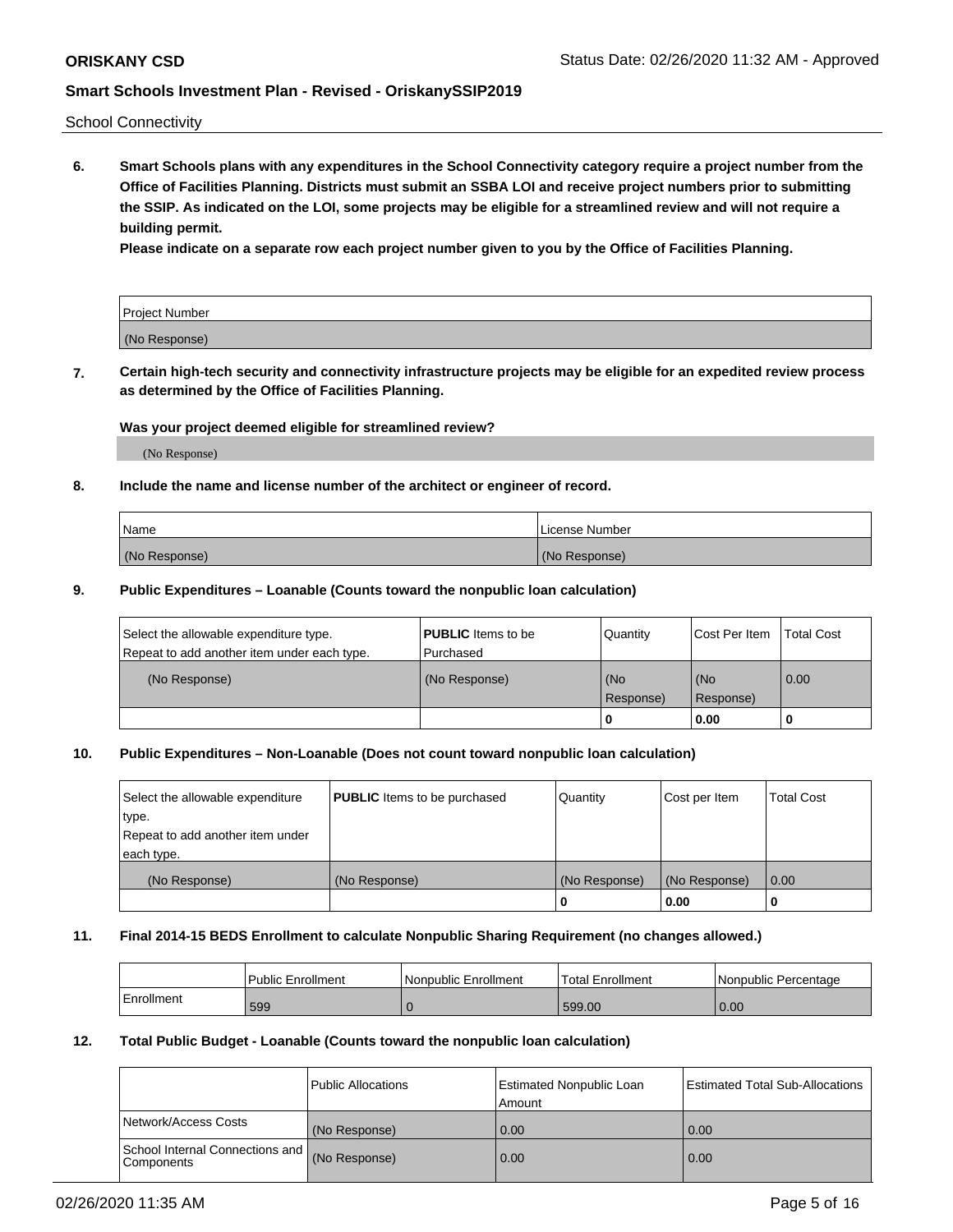School Connectivity

**6. Smart Schools plans with any expenditures in the School Connectivity category require a project number from the Office of Facilities Planning. Districts must submit an SSBA LOI and receive project numbers prior to submitting the SSIP. As indicated on the LOI, some projects may be eligible for a streamlined review and will not require a building permit.**

**Please indicate on a separate row each project number given to you by the Office of Facilities Planning.**

| Project Number |
| --- |
| (No Response) |

**7. Certain high-tech security and connectivity infrastructure projects may be eligible for an expedited review process as determined by the Office of Facilities Planning.**

**Was your project deemed eligible for streamlined review?**

(No Response)

**8. Include the name and license number of the architect or engineer of record.**

| Name | License Number |
| --- | --- |
| (No Response) | (No Response) |

**9. Public Expenditures – Loanable (Counts toward the nonpublic loan calculation)**

| Select the allowable expenditure type. Repeat to add another item under each type. | **PUBLIC** Items to be Purchased | Quantity | Cost Per Item | Total Cost |
| --- | --- | --- | --- | --- |
| (No Response) | (No Response) | (No Response) | (No Response) | 0.00 |
| | | 0 | 0.00 | 0 |

**10. Public Expenditures – Non-Loanable (Does not count toward nonpublic loan calculation)**

| Select the allowable expenditure type. Repeat to add another item under each type. | **PUBLIC** Items to be purchased | Quantity | Cost per Item | Total Cost |
| --- | --- | --- | --- | --- |
| (No Response) | (No Response) | (No Response) | (No Response) | 0.00 |
| | | 0 | 0.00 | 0 |

**11. Final 2014-15 BEDS Enrollment to calculate Nonpublic Sharing Requirement (no changes allowed.)**

| | Public Enrollment | Nonpublic Enrollment | Total Enrollment | Nonpublic Percentage |
| --- | --- | --- | --- | --- |
| Enrollment | 599 | 0 | 599.00 | 0.00 |

**12. Total Public Budget - Loanable (Counts toward the nonpublic loan calculation)**

| | Public Allocations | Estimated Nonpublic Loan Amount | Estimated Total Sub-Allocations |
| --- | --- | --- | --- |
| Network/Access Costs | (No Response) | 0.00 | 0.00 |
| School Internal Connections and Components | (No Response) | 0.00 | 0.00 |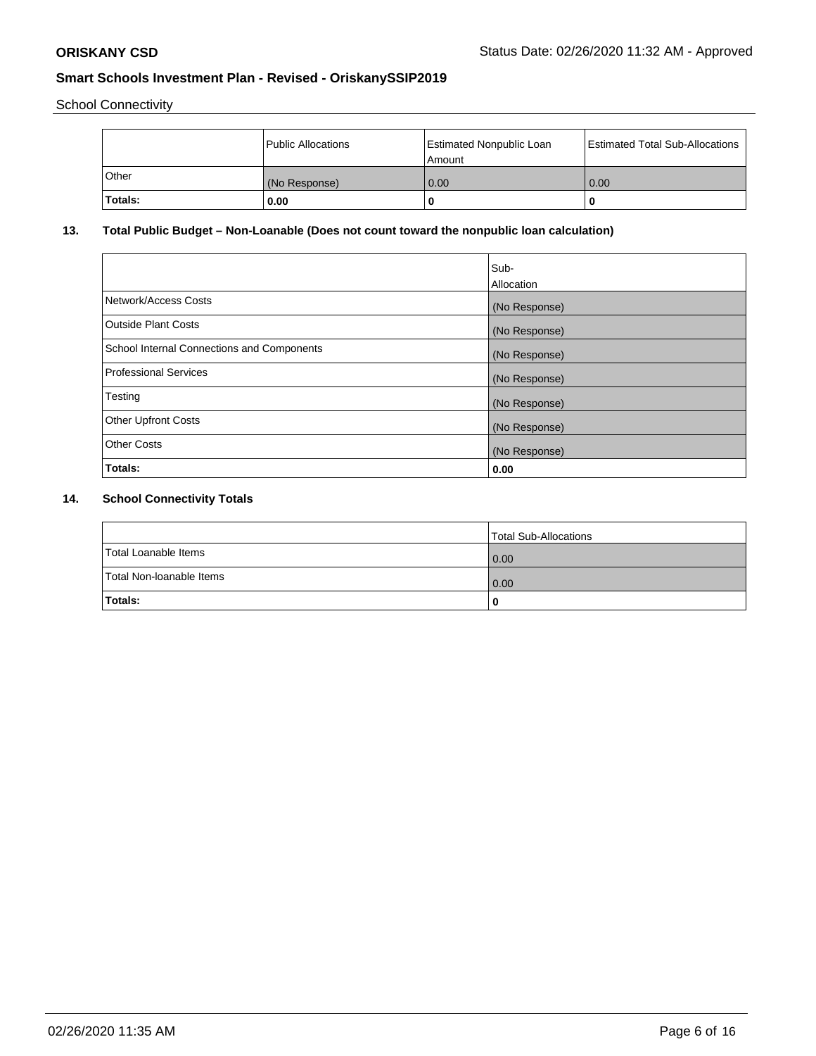School Connectivity

|  | Public Allocations | Estimated Nonpublic Loan Amount | Estimated Total Sub-Allocations |
|---|---|---|---|
| Other | (No Response) | 0.00 | 0.00 |
| **Totals:** | **0.00** | **0** | **0** |

**13. Total Public Budget – Non-Loanable (Does not count toward the nonpublic loan calculation)**

|  | Sub-Allocation |
|---|---|
| Network/Access Costs | (No Response) |
| Outside Plant Costs | (No Response) |
| School Internal Connections and Components | (No Response) |
| Professional Services | (No Response) |
| Testing | (No Response) |
| Other Upfront Costs | (No Response) |
| Other Costs | (No Response) |
| **Totals:** | **0.00** |

**14. School Connectivity Totals**

|  | Total Sub-Allocations |
|---|---|
| Total Loanable Items | 0.00 |
| Total Non-loanable Items | 0.00 |
| **Totals:** | **0** |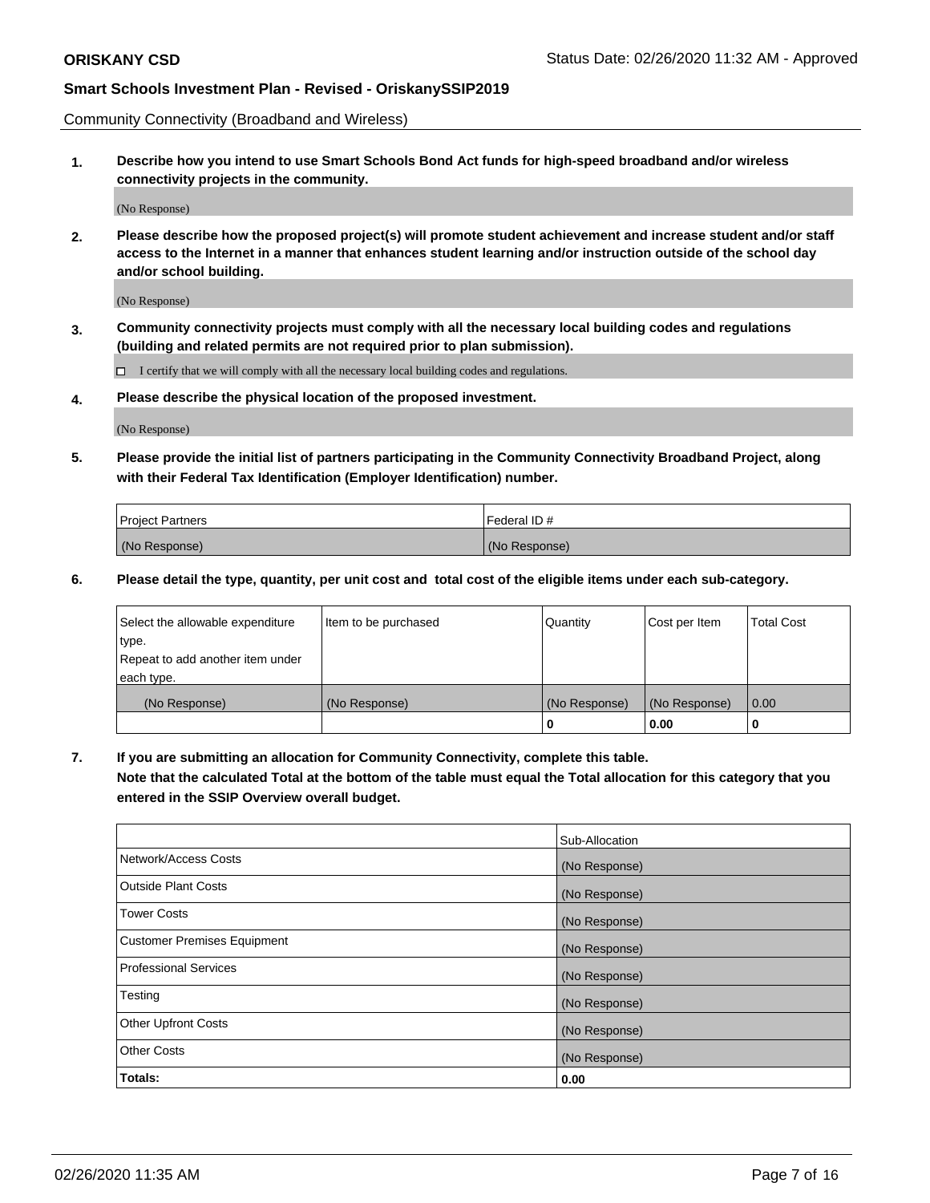Community Connectivity (Broadband and Wireless)

**1. Describe how you intend to use Smart Schools Bond Act funds for high-speed broadband and/or wireless connectivity projects in the community.**

(No Response)

**2. Please describe how the proposed project(s) will promote student achievement and increase student and/or staff access to the Internet in a manner that enhances student learning and/or instruction outside of the school day and/or school building.**

(No Response)

**3. Community connectivity projects must comply with all the necessary local building codes and regulations (building and related permits are not required prior to plan submission).**

☐ I certify that we will comply with all the necessary local building codes and regulations.

**4. Please describe the physical location of the proposed investment.**

(No Response)

**5. Please provide the initial list of partners participating in the Community Connectivity Broadband Project, along with their Federal Tax Identification (Employer Identification) number.**

| Project Partners | Federal ID # |
| --- | --- |
| (No Response) | (No Response) |

**6. Please detail the type, quantity, per unit cost and total cost of the eligible items under each sub-category.**

| Select the allowable expenditure type. Repeat to add another item under each type. | Item to be purchased | Quantity | Cost per Item | Total Cost |
| --- | --- | --- | --- | --- |
| (No Response) | (No Response) | (No Response) | (No Response) | 0.00 |
| | | 0 | 0.00 | 0 |

**7. If you are submitting an allocation for Community Connectivity, complete this table. Note that the calculated Total at the bottom of the table must equal the Total allocation for this category that you entered in the SSIP Overview overall budget.**

| | Sub-Allocation |
| --- | --- |
| Network/Access Costs | (No Response) |
| Outside Plant Costs | (No Response) |
| Tower Costs | (No Response) |
| Customer Premises Equipment | (No Response) |
| Professional Services | (No Response) |
| Testing | (No Response) |
| Other Upfront Costs | (No Response) |
| Other Costs | (No Response) |
| **Totals:** | **0.00** |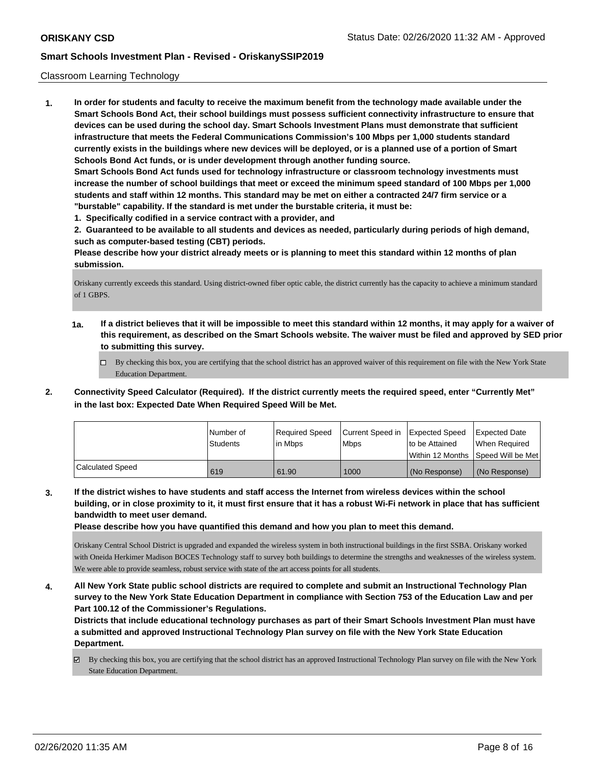Classroom Learning Technology

**1. In order for students and faculty to receive the maximum benefit from the technology made available under the Smart Schools Bond Act, their school buildings must possess sufficient connectivity infrastructure to ensure that devices can be used during the school day. Smart Schools Investment Plans must demonstrate that sufficient infrastructure that meets the Federal Communications Commission's 100 Mbps per 1,000 students standard currently exists in the buildings where new devices will be deployed, or is a planned use of a portion of Smart Schools Bond Act funds, or is under development through another funding source.**

**Smart Schools Bond Act funds used for technology infrastructure or classroom technology investments must increase the number of school buildings that meet or exceed the minimum speed standard of 100 Mbps per 1,000 students and staff within 12 months. This standard may be met on either a contracted 24/7 firm service or a "burstable" capability. If the standard is met under the burstable criteria, it must be:**

**1. Specifically codified in a service contract with a provider, and**

**2. Guaranteed to be available to all students and devices as needed, particularly during periods of high demand, such as computer-based testing (CBT) periods.**

**Please describe how your district already meets or is planning to meet this standard within 12 months of plan submission.**

Oriskany currently exceeds this standard. Using district-owned fiber optic cable, the district currently has the capacity to achieve a minimum standard of 1 GBPS.

**1a. If a district believes that it will be impossible to meet this standard within 12 months, it may apply for a waiver of this requirement, as described on the Smart Schools website. The waiver must be filed and approved by SED prior to submitting this survey.**

☐ By checking this box, you are certifying that the school district has an approved waiver of this requirement on file with the New York State Education Department.

**2. Connectivity Speed Calculator (Required). If the district currently meets the required speed, enter "Currently Met" in the last box: Expected Date When Required Speed Will be Met.**

| | Number of Students | Required Speed in Mbps | Current Speed in Mbps | Expected Speed to be Attained Within 12 Months | Expected Date When Required Speed Will be Met |
|---|---|---|---|---|---|
| Calculated Speed | 619 | 61.90 | 1000 | (No Response) | (No Response) |

**3. If the district wishes to have students and staff access the Internet from wireless devices within the school building, or in close proximity to it, it must first ensure that it has a robust Wi-Fi network in place that has sufficient bandwidth to meet user demand.**

**Please describe how you have quantified this demand and how you plan to meet this demand.**

Oriskany Central School District is upgraded and expanded the wireless system in both instructional buildings in the first SSBA. Oriskany worked with Oneida Herkimer Madison BOCES Technology staff to survey both buildings to determine the strengths and weaknesses of the wireless system. We were able to provide seamless, robust service with state of the art access points for all students.

**4. All New York State public school districts are required to complete and submit an Instructional Technology Plan survey to the New York State Education Department in compliance with Section 753 of the Education Law and per Part 100.12 of the Commissioner's Regulations.**

**Districts that include educational technology purchases as part of their Smart Schools Investment Plan must have a submitted and approved Instructional Technology Plan survey on file with the New York State Education Department.**

☑ By checking this box, you are certifying that the school district has an approved Instructional Technology Plan survey on file with the New York State Education Department.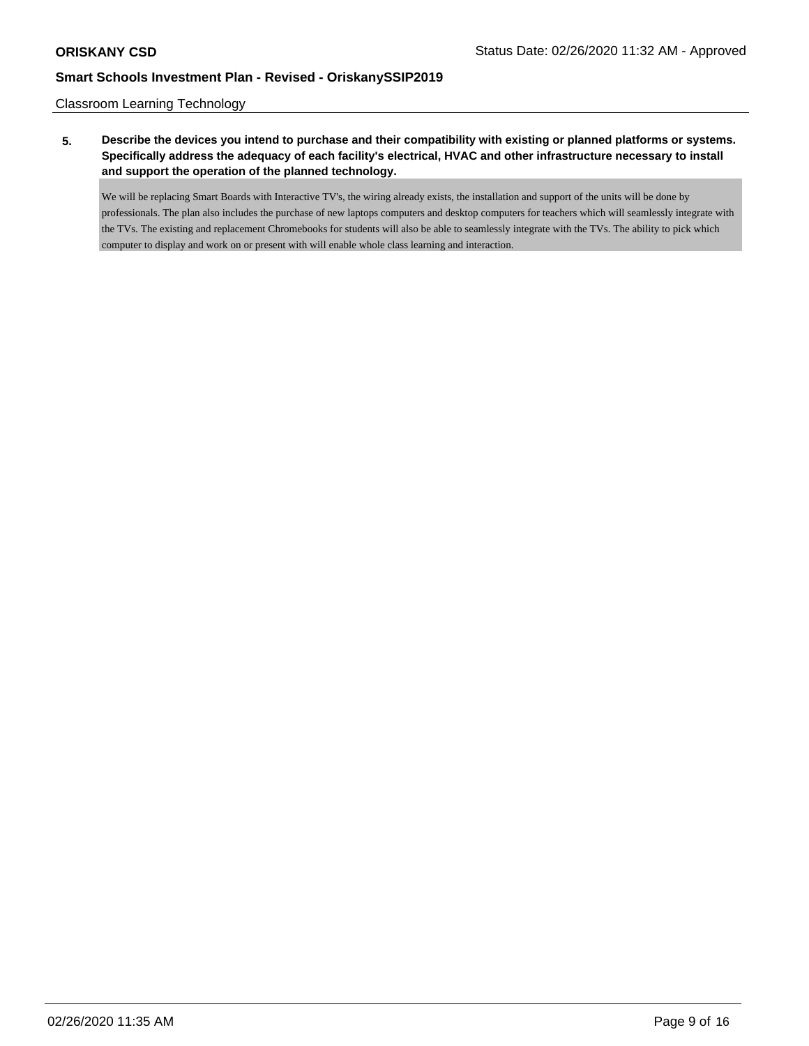Classroom Learning Technology

**5. Describe the devices you intend to purchase and their compatibility with existing or planned platforms or systems. Specifically address the adequacy of each facility's electrical, HVAC and other infrastructure necessary to install and support the operation of the planned technology.**

We will be replacing Smart Boards with Interactive TV's, the wiring already exists, the installation and support of the units will be done by professionals. The plan also includes the purchase of new laptops computers and desktop computers for teachers which will seamlessly integrate with the TVs. The existing and replacement Chromebooks for students will also be able to seamlessly integrate with the TVs. The ability to pick which computer to display and work on or present with will enable whole class learning and interaction.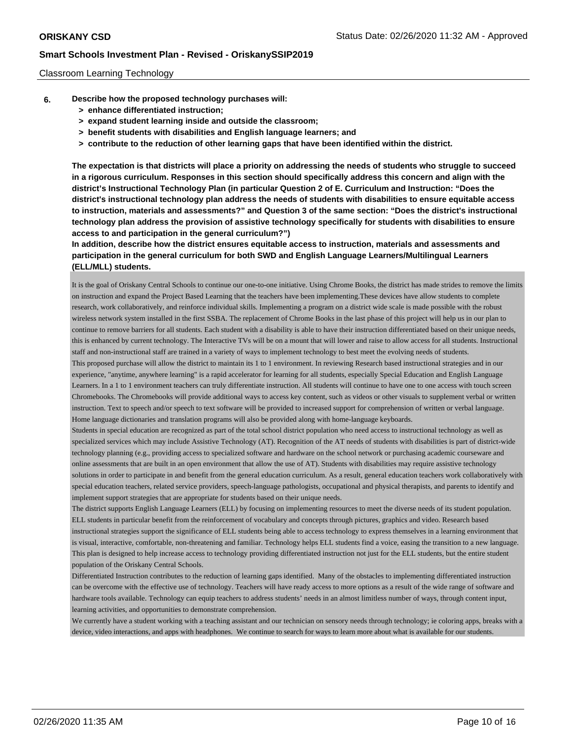Classroom Learning Technology

**6. Describe how the proposed technology purchases will:**

- **> enhance differentiated instruction;**
- **> expand student learning inside and outside the classroom;**
- **> benefit students with disabilities and English language learners; and**
- **> contribute to the reduction of other learning gaps that have been identified within the district.**

**The expectation is that districts will place a priority on addressing the needs of students who struggle to succeed in a rigorous curriculum. Responses in this section should specifically address this concern and align with the district's Instructional Technology Plan (in particular Question 2 of E. Curriculum and Instruction: "Does the district's instructional technology plan address the needs of students with disabilities to ensure equitable access to instruction, materials and assessments?" and Question 3 of the same section: "Does the district's instructional technology plan address the provision of assistive technology specifically for students with disabilities to ensure access to and participation in the general curriculum?")**

**In addition, describe how the district ensures equitable access to instruction, materials and assessments and participation in the general curriculum for both SWD and English Language Learners/Multilingual Learners (ELL/MLL) students.**

It is the goal of Oriskany Central Schools to continue our one-to-one initiative. Using Chrome Books, the district has made strides to remove the limits on instruction and expand the Project Based Learning that the teachers have been implementing.These devices have allow students to complete research, work collaboratively, and reinforce individual skills. Implementing a program on a district wide scale is made possible with the robust wireless network system installed in the first SSBA. The replacement of Chrome Books in the last phase of this project will help us in our plan to continue to remove barriers for all students. Each student with a disability is able to have their instruction differentiated based on their unique needs, this is enhanced by current technology. The Interactive TVs will be on a mount that will lower and raise to allow access for all students. Instructional staff and non-instructional staff are trained in a variety of ways to implement technology to best meet the evolving needs of students.

This proposed purchase will allow the district to maintain its 1 to 1 environment. In reviewing Research based instructional strategies and in our experience, "anytime, anywhere learning" is a rapid accelerator for learning for all students, especially Special Education and English Language Learners. In a 1 to 1 environment teachers can truly differentiate instruction. All students will continue to have one to one access with touch screen Chromebooks. The Chromebooks will provide additional ways to access key content, such as videos or other visuals to supplement verbal or written instruction. Text to speech and/or speech to text software will be provided to increased support for comprehension of written or verbal language. Home language dictionaries and translation programs will also be provided along with home-language keyboards.

Students in special education are recognized as part of the total school district population who need access to instructional technology as well as specialized services which may include Assistive Technology (AT). Recognition of the AT needs of students with disabilities is part of district-wide technology planning (e.g., providing access to specialized software and hardware on the school network or purchasing academic courseware and online assessments that are built in an open environment that allow the use of AT). Students with disabilities may require assistive technology solutions in order to participate in and benefit from the general education curriculum. As a result, general education teachers work collaboratively with special education teachers, related service providers, speech-language pathologists, occupational and physical therapists, and parents to identify and implement support strategies that are appropriate for students based on their unique needs.

The district supports English Language Learners (ELL) by focusing on implementing resources to meet the diverse needs of its student population. ELL students in particular benefit from the reinforcement of vocabulary and concepts through pictures, graphics and video. Research based instructional strategies support the significance of ELL students being able to access technology to express themselves in a learning environment that is visual, interactive, comfortable, non-threatening and familiar. Technology helps ELL students find a voice, easing the transition to a new language. This plan is designed to help increase access to technology providing differentiated instruction not just for the ELL students, but the entire student population of the Oriskany Central Schools.

Differentiated Instruction contributes to the reduction of learning gaps identified. Many of the obstacles to implementing differentiated instruction can be overcome with the effective use of technology. Teachers will have ready access to more options as a result of the wide range of software and hardware tools available. Technology can equip teachers to address students' needs in an almost limitless number of ways, through content input, learning activities, and opportunities to demonstrate comprehension.

We currently have a student working with a teaching assistant and our technician on sensory needs through technology; ie coloring apps, breaks with a device, video interactions, and apps with headphones. We continue to search for ways to learn more about what is available for our students.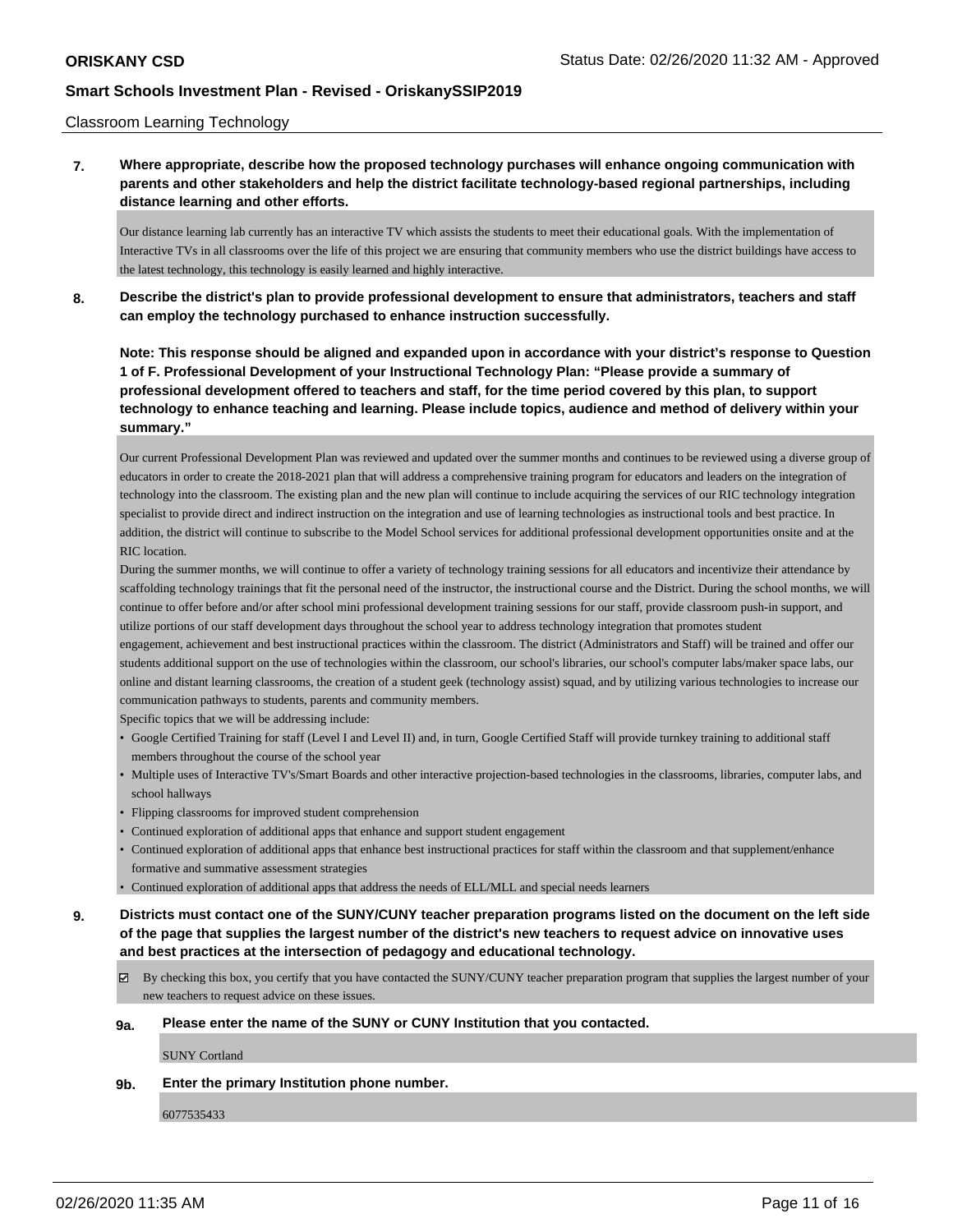Classroom Learning Technology

**7. Where appropriate, describe how the proposed technology purchases will enhance ongoing communication with parents and other stakeholders and help the district facilitate technology-based regional partnerships, including distance learning and other efforts.**

Our distance learning lab currently has an interactive TV which assists the students to meet their educational goals. With the implementation of Interactive TVs in all classrooms over the life of this project we are ensuring that community members who use the district buildings have access to the latest technology, this technology is easily learned and highly interactive.

**8. Describe the district's plan to provide professional development to ensure that administrators, teachers and staff can employ the technology purchased to enhance instruction successfully.**

**Note: This response should be aligned and expanded upon in accordance with your district's response to Question 1 of F. Professional Development of your Instructional Technology Plan: "Please provide a summary of professional development offered to teachers and staff, for the time period covered by this plan, to support technology to enhance teaching and learning. Please include topics, audience and method of delivery within your summary."**

Our current Professional Development Plan was reviewed and updated over the summer months and continues to be reviewed using a diverse group of educators in order to create the 2018-2021 plan that will address a comprehensive training program for educators and leaders on the integration of technology into the classroom. The existing plan and the new plan will continue to include acquiring the services of our RIC technology integration specialist to provide direct and indirect instruction on the integration and use of learning technologies as instructional tools and best practice. In addition, the district will continue to subscribe to the Model School services for additional professional development opportunities onsite and at the RIC location.

During the summer months, we will continue to offer a variety of technology training sessions for all educators and incentivize their attendance by scaffolding technology trainings that fit the personal need of the instructor, the instructional course and the District. During the school months, we will continue to offer before and/or after school mini professional development training sessions for our staff, provide classroom push-in support, and utilize portions of our staff development days throughout the school year to address technology integration that promotes student engagement, achievement and best instructional practices within the classroom. The district (Administrators and Staff) will be trained and offer our students additional support on the use of technologies within the classroom, our school's libraries, our school's computer labs/maker space labs, our online and distant learning classrooms, the creation of a student geek (technology assist) squad, and by utilizing various technologies to increase our communication pathways to students, parents and community members.

Specific topics that we will be addressing include:

- Google Certified Training for staff (Level I and Level II) and, in turn, Google Certified Staff will provide turnkey training to additional staff members throughout the course of the school year
- Multiple uses of Interactive TV's/Smart Boards and other interactive projection-based technologies in the classrooms, libraries, computer labs, and school hallways
- Flipping classrooms for improved student comprehension
- Continued exploration of additional apps that enhance and support student engagement
- Continued exploration of additional apps that enhance best instructional practices for staff within the classroom and that supplement/enhance formative and summative assessment strategies
- Continued exploration of additional apps that address the needs of ELL/MLL and special needs learners

**9. Districts must contact one of the SUNY/CUNY teacher preparation programs listed on the document on the left side of the page that supplies the largest number of the district's new teachers to request advice on innovative uses and best practices at the intersection of pedagogy and educational technology.**

☑ By checking this box, you certify that you have contacted the SUNY/CUNY teacher preparation program that supplies the largest number of your new teachers to request advice on these issues.

**9a. Please enter the name of the SUNY or CUNY Institution that you contacted.**

SUNY Cortland

**9b. Enter the primary Institution phone number.**

6077535433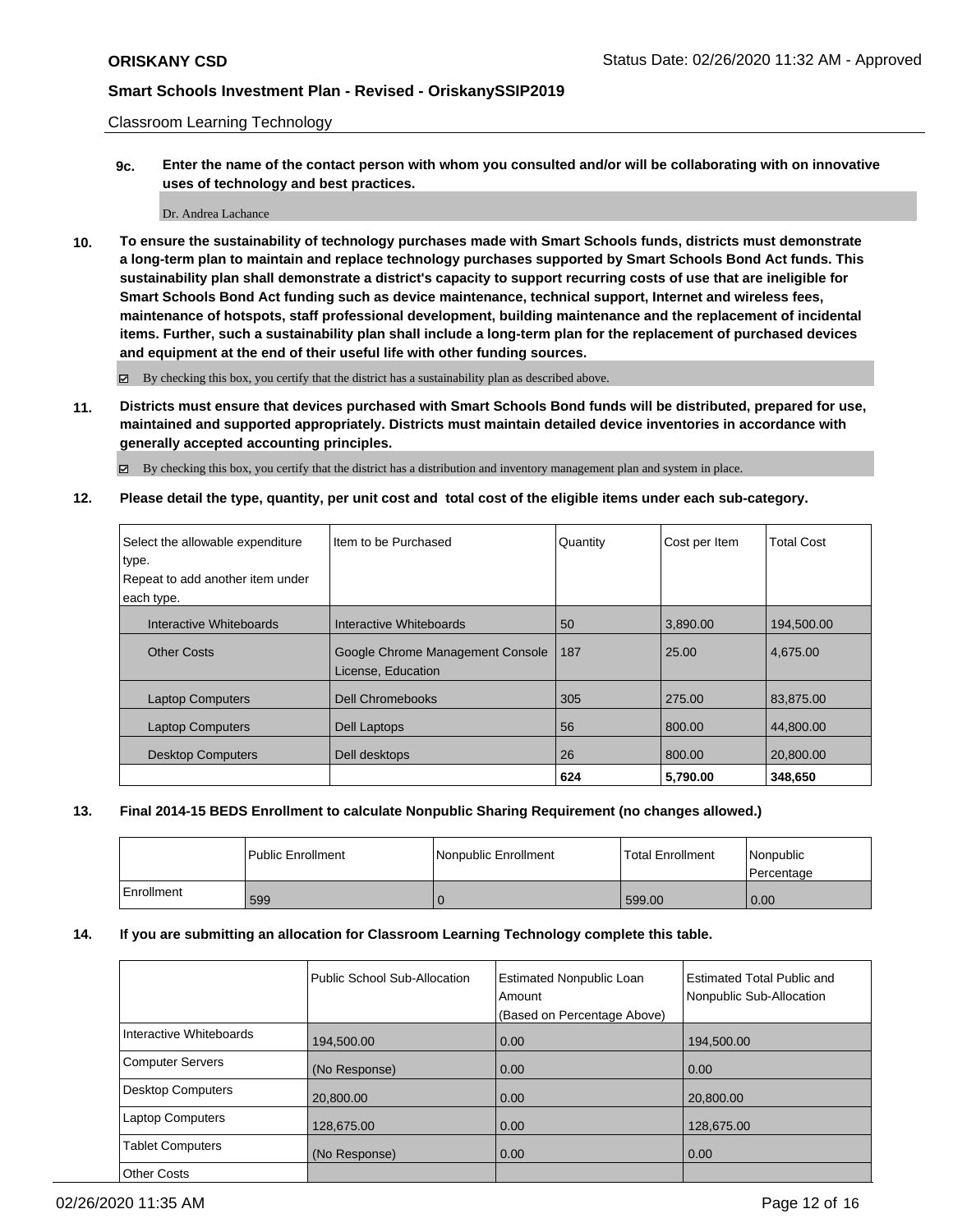Classroom Learning Technology

**9c. Enter the name of the contact person with whom you consulted and/or will be collaborating with on innovative uses of technology and best practices.**

Dr. Andrea Lachance

**10. To ensure the sustainability of technology purchases made with Smart Schools funds, districts must demonstrate a long-term plan to maintain and replace technology purchases supported by Smart Schools Bond Act funds. This sustainability plan shall demonstrate a district's capacity to support recurring costs of use that are ineligible for Smart Schools Bond Act funding such as device maintenance, technical support, Internet and wireless fees, maintenance of hotspots, staff professional development, building maintenance and the replacement of incidental items. Further, such a sustainability plan shall include a long-term plan for the replacement of purchased devices and equipment at the end of their useful life with other funding sources.**

☑ By checking this box, you certify that the district has a sustainability plan as described above.

**11. Districts must ensure that devices purchased with Smart Schools Bond funds will be distributed, prepared for use, maintained and supported appropriately. Districts must maintain detailed device inventories in accordance with generally accepted accounting principles.**

☑ By checking this box, you certify that the district has a distribution and inventory management plan and system in place.

**12. Please detail the type, quantity, per unit cost and total cost of the eligible items under each sub-category.**

| Select the allowable expenditure type. Repeat to add another item under each type. | Item to be Purchased | Quantity | Cost per Item | Total Cost |
|---|---|---|---|---|
| Interactive Whiteboards | Interactive Whiteboards | 50 | 3,890.00 | 194,500.00 |
| Other Costs | Google Chrome Management Console License, Education | 187 | 25.00 | 4,675.00 |
| Laptop Computers | Dell Chromebooks | 305 | 275.00 | 83,875.00 |
| Laptop Computers | Dell Laptops | 56 | 800.00 | 44,800.00 |
| Desktop Computers | Dell desktops | 26 | 800.00 | 20,800.00 |
| | | **624** | **5,790.00** | **348,650** |

**13. Final 2014-15 BEDS Enrollment to calculate Nonpublic Sharing Requirement (no changes allowed.)**

| | Public Enrollment | Nonpublic Enrollment | Total Enrollment | Nonpublic Percentage |
|---|---|---|---|---|
| Enrollment | 599 | 0 | 599.00 | 0.00 |

**14. If you are submitting an allocation for Classroom Learning Technology complete this table.**

| | Public School Sub-Allocation | Estimated Nonpublic Loan Amount (Based on Percentage Above) | Estimated Total Public and Nonpublic Sub-Allocation |
|---|---|---|---|
| Interactive Whiteboards | 194,500.00 | 0.00 | 194,500.00 |
| Computer Servers | (No Response) | 0.00 | 0.00 |
| Desktop Computers | 20,800.00 | 0.00 | 20,800.00 |
| Laptop Computers | 128,675.00 | 0.00 | 128,675.00 |
| Tablet Computers | (No Response) | 0.00 | 0.00 |
| Other Costs | | | |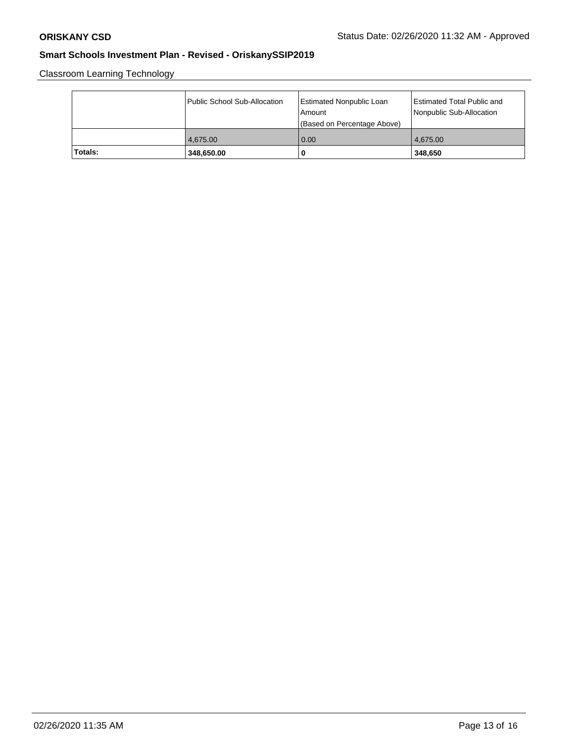Classroom Learning Technology

| | Public School Sub-Allocation | Estimated Nonpublic Loan Amount (Based on Percentage Above) | Estimated Total Public and Nonpublic Sub-Allocation |
|---|---|---|---|
| | 4,675.00 | 0.00 | 4,675.00 |
| **Totals:** | **348,650.00** | **0** | **348,650** |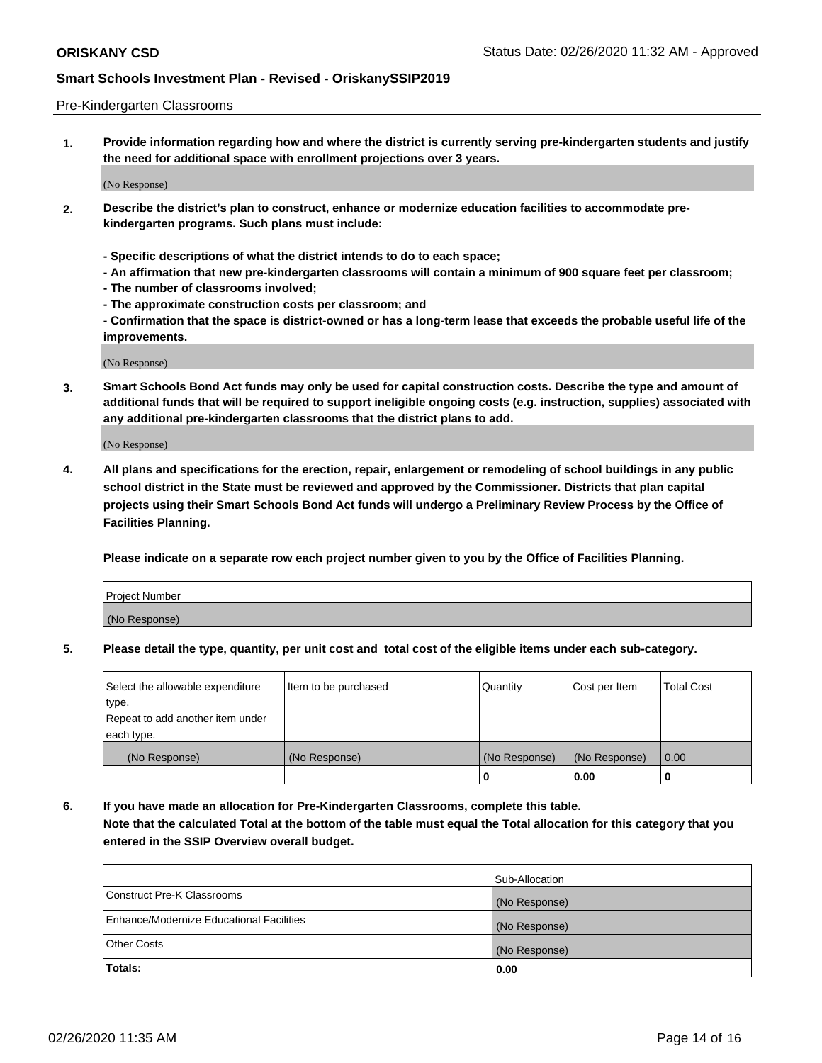## Pre-Kindergarten Classrooms

**1. Provide information regarding how and where the district is currently serving pre-kindergarten students and justify the need for additional space with enrollment projections over 3 years.**

(No Response)

**2. Describe the district's plan to construct, enhance or modernize education facilities to accommodate pre-kindergarten programs. Such plans must include:**

**- Specific descriptions of what the district intends to do to each space;**
**- An affirmation that new pre-kindergarten classrooms will contain a minimum of 900 square feet per classroom;**
**- The number of classrooms involved;**
**- The approximate construction costs per classroom; and**
**- Confirmation that the space is district-owned or has a long-term lease that exceeds the probable useful life of the improvements.**

(No Response)

**3. Smart Schools Bond Act funds may only be used for capital construction costs. Describe the type and amount of additional funds that will be required to support ineligible ongoing costs (e.g. instruction, supplies) associated with any additional pre-kindergarten classrooms that the district plans to add.**

(No Response)

**4. All plans and specifications for the erection, repair, enlargement or remodeling of school buildings in any public school district in the State must be reviewed and approved by the Commissioner. Districts that plan capital projects using their Smart Schools Bond Act funds will undergo a Preliminary Review Process by the Office of Facilities Planning.**

**Please indicate on a separate row each project number given to you by the Office of Facilities Planning.**

| Project Number |
| --- |
| (No Response) |

**5. Please detail the type, quantity, per unit cost and total cost of the eligible items under each sub-category.**

| Select the allowable expenditure type. Repeat to add another item under each type. | Item to be purchased | Quantity | Cost per Item | Total Cost |
| --- | --- | --- | --- | --- |
| (No Response) | (No Response) | (No Response) | (No Response) | 0.00 |
| | | 0 | 0.00 | 0 |

**6. If you have made an allocation for Pre-Kindergarten Classrooms, complete this table. Note that the calculated Total at the bottom of the table must equal the Total allocation for this category that you entered in the SSIP Overview overall budget.**

| | Sub-Allocation |
| --- | --- |
| Construct Pre-K Classrooms | (No Response) |
| Enhance/Modernize Educational Facilities | (No Response) |
| Other Costs | (No Response) |
| **Totals:** | **0.00** |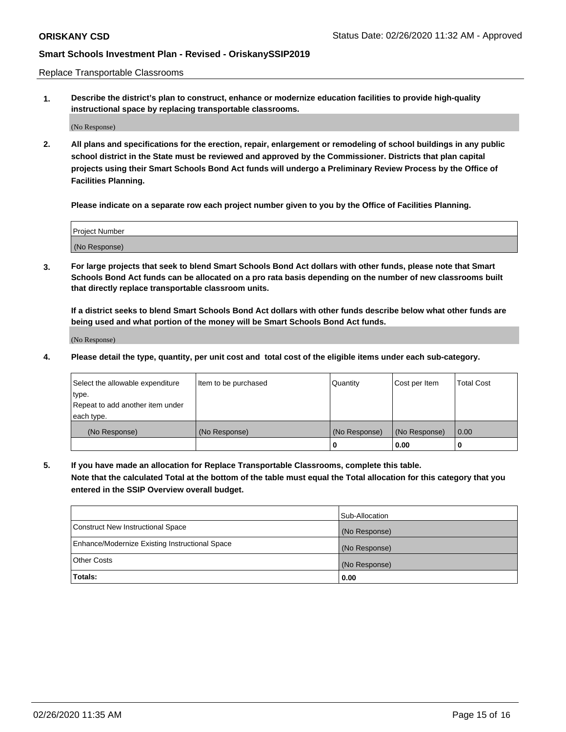Replace Transportable Classrooms

1. **Describe the district's plan to construct, enhance or modernize education facilities to provide high-quality instructional space by replacing transportable classrooms.**

(No Response)

2. **All plans and specifications for the erection, repair, enlargement or remodeling of school buildings in any public school district in the State must be reviewed and approved by the Commissioner. Districts that plan capital projects using their Smart Schools Bond Act funds will undergo a Preliminary Review Process by the Office of Facilities Planning.**

   **Please indicate on a separate row each project number given to you by the Office of Facilities Planning.**

| Project Number |
| --- |
| (No Response) |

3. **For large projects that seek to blend Smart Schools Bond Act dollars with other funds, please note that Smart Schools Bond Act funds can be allocated on a pro rata basis depending on the number of new classrooms built that directly replace transportable classroom units.**

   **If a district seeks to blend Smart Schools Bond Act dollars with other funds describe below what other funds are being used and what portion of the money will be Smart Schools Bond Act funds.**

(No Response)

4. **Please detail the type, quantity, per unit cost and total cost of the eligible items under each sub-category.**

| Select the allowable expenditure type. Repeat to add another item under each type. | Item to be purchased | Quantity | Cost per Item | Total Cost |
| --- | --- | --- | --- | --- |
| (No Response) | (No Response) | (No Response) | (No Response) | 0.00 |
| | | **0** | **0.00** | **0** |

5. **If you have made an allocation for Replace Transportable Classrooms, complete this table. Note that the calculated Total at the bottom of the table must equal the Total allocation for this category that you entered in the SSIP Overview overall budget.**

| | Sub-Allocation |
| --- | --- |
| Construct New Instructional Space | (No Response) |
| Enhance/Modernize Existing Instructional Space | (No Response) |
| Other Costs | (No Response) |
| **Totals:** | **0.00** |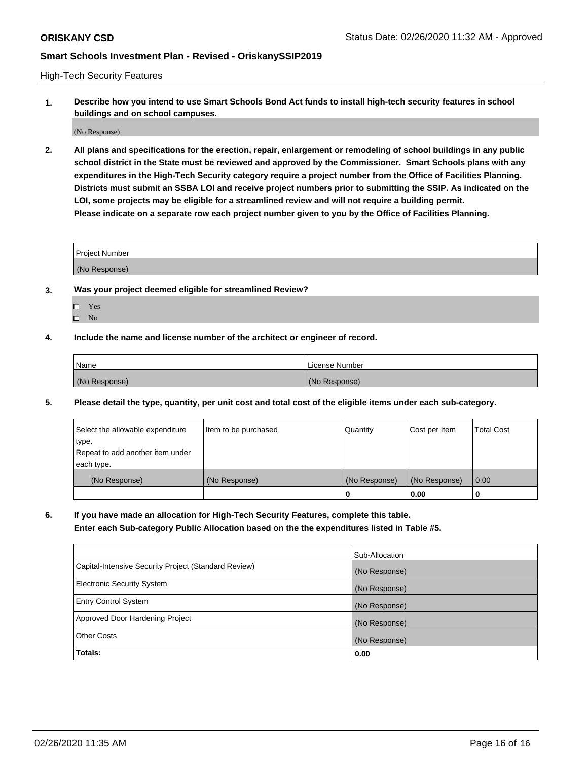High-Tech Security Features

**1. Describe how you intend to use Smart Schools Bond Act funds to install high-tech security features in school buildings and on school campuses.**

(No Response)

**2. All plans and specifications for the erection, repair, enlargement or remodeling of school buildings in any public school district in the State must be reviewed and approved by the Commissioner. Smart Schools plans with any expenditures in the High-Tech Security category require a project number from the Office of Facilities Planning. Districts must submit an SSBA LOI and receive project numbers prior to submitting the SSIP. As indicated on the LOI, some projects may be eligible for a streamlined review and will not require a building permit.**
**Please indicate on a separate row each project number given to you by the Office of Facilities Planning.**

| Project Number |
| --- |
| (No Response) |

**3. Was your project deemed eligible for streamlined Review?**

- ☐ Yes
- ☐ No

**4. Include the name and license number of the architect or engineer of record.**

| Name | License Number |
| --- | --- |
| (No Response) | (No Response) |

**5. Please detail the type, quantity, per unit cost and total cost of the eligible items under each sub-category.**

| Select the allowable expenditure type. Repeat to add another item under each type. | Item to be purchased | Quantity | Cost per Item | Total Cost |
| --- | --- | --- | --- | --- |
| (No Response) | (No Response) | (No Response) | (No Response) | 0.00 |
| | | 0 | 0.00 | 0 |

**6. If you have made an allocation for High-Tech Security Features, complete this table.**
**Enter each Sub-category Public Allocation based on the the expenditures listed in Table #5.**

| | Sub-Allocation |
| --- | --- |
| Capital-Intensive Security Project (Standard Review) | (No Response) |
| Electronic Security System | (No Response) |
| Entry Control System | (No Response) |
| Approved Door Hardening Project | (No Response) |
| Other Costs | (No Response) |
| **Totals:** | **0.00** |